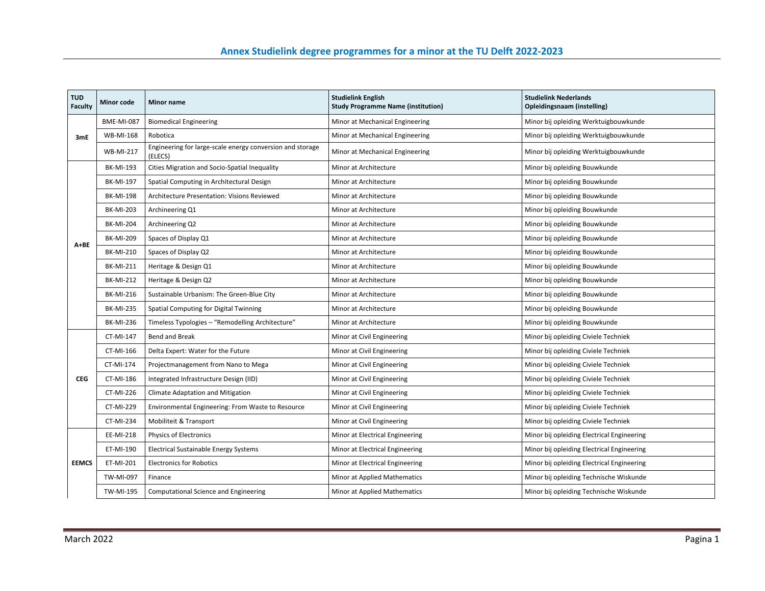# Annex Studielink degree programmes for a minor at the TU Delft 2022-2023

| TUD Faculty | Minor code | Minor name | Studielink English Study Programme Name (institution) | Studielink Nederlands Opleidingsnaam (instelling) |
|---|---|---|---|---|
| 3mE | BME-MI-087 | Biomedical Engineering | Minor at Mechanical Engineering | Minor bij opleiding Werktuigbouwkunde |
| | WB-MI-168 | Robotica | Minor at Mechanical Engineering | Minor bij opleiding Werktuigbouwkunde |
| | WB-MI-217 | Engineering for large-scale energy conversion and storage (ELECS) | Minor at Mechanical Engineering | Minor bij opleiding Werktuigbouwkunde |
| A+BE | BK-MI-193 | Cities Migration and Socio-Spatial Inequality | Minor at Architecture | Minor bij opleiding Bouwkunde |
| | BK-MI-197 | Spatial Computing in Architectural Design | Minor at Architecture | Minor bij opleiding Bouwkunde |
| | BK-MI-198 | Architecture Presentation: Visions Reviewed | Minor at Architecture | Minor bij opleiding Bouwkunde |
| | BK-MI-203 | Archineering Q1 | Minor at Architecture | Minor bij opleiding Bouwkunde |
| | BK-MI-204 | Archineering Q2 | Minor at Architecture | Minor bij opleiding Bouwkunde |
| | BK-MI-209 | Spaces of Display Q1 | Minor at Architecture | Minor bij opleiding Bouwkunde |
| | BK-MI-210 | Spaces of Display Q2 | Minor at Architecture | Minor bij opleiding Bouwkunde |
| | BK-MI-211 | Heritage & Design Q1 | Minor at Architecture | Minor bij opleiding Bouwkunde |
| | BK-MI-212 | Heritage & Design Q2 | Minor at Architecture | Minor bij opleiding Bouwkunde |
| | BK-MI-216 | Sustainable Urbanism: The Green-Blue City | Minor at Architecture | Minor bij opleiding Bouwkunde |
| | BK-MI-235 | Spatial Computing for Digital Twinning | Minor at Architecture | Minor bij opleiding Bouwkunde |
| | BK-MI-236 | Timeless Typologies – "Remodelling Architecture" | Minor at Architecture | Minor bij opleiding Bouwkunde |
| CEG | CT-MI-147 | Bend and Break | Minor at Civil Engineering | Minor bij opleiding Civiele Techniek |
| | CT-MI-166 | Delta Expert: Water for the Future | Minor at Civil Engineering | Minor bij opleiding Civiele Techniek |
| | CT-MI-174 | Projectmanagement from Nano to Mega | Minor at Civil Engineering | Minor bij opleiding Civiele Techniek |
| | CT-MI-186 | Integrated Infrastructure Design (IID) | Minor at Civil Engineering | Minor bij opleiding Civiele Techniek |
| | CT-MI-226 | Climate Adaptation and Mitigation | Minor at Civil Engineering | Minor bij opleiding Civiele Techniek |
| | CT-MI-229 | Environmental Engineering: From Waste to Resource | Minor at Civil Engineering | Minor bij opleiding Civiele Techniek |
| | CT-MI-234 | Mobiliteit & Transport | Minor at Civil Engineering | Minor bij opleiding Civiele Techniek |
| EEMCS | EE-MI-218 | Physics of Electronics | Minor at Electrical Engineering | Minor bij opleiding Electrical Engineering |
| | ET-MI-190 | Electrical Sustainable Energy Systems | Minor at Electrical Engineering | Minor bij opleiding Electrical Engineering |
| | ET-MI-201 | Electronics for Robotics | Minor at Electrical Engineering | Minor bij opleiding Electrical Engineering |
| | TW-MI-097 | Finance | Minor at Applied Mathematics | Minor bij opleiding Technische Wiskunde |
| | TW-MI-195 | Computational Science and Engineering | Minor at Applied Mathematics | Minor bij opleiding Technische Wiskunde |

March 2022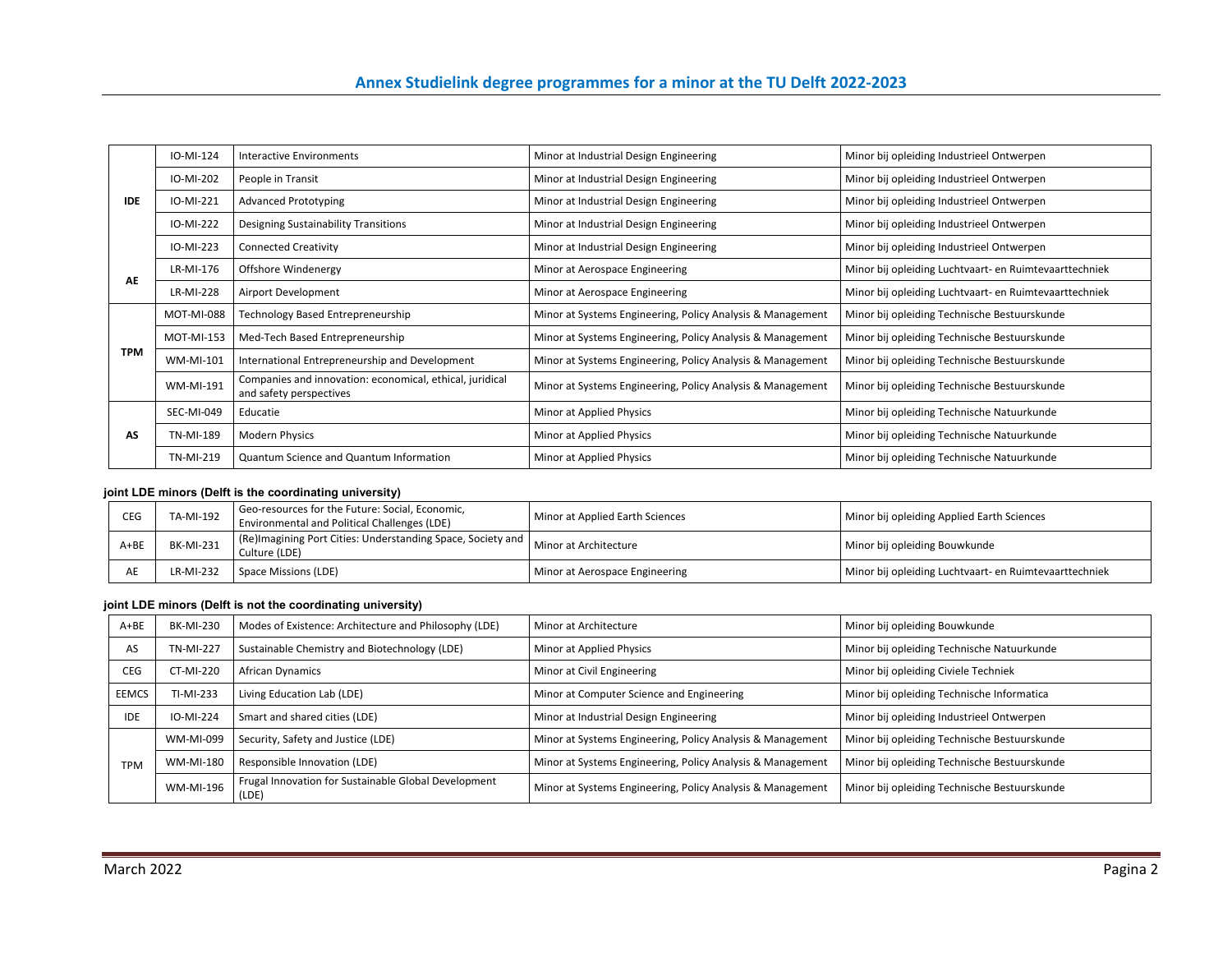## Annex Studielink degree programmes for a minor at the TU Delft 2022-2023

| | | | | |
|---|---|---|---|---|
| **IDE** | IO-MI-124 | Interactive Environments | Minor at Industrial Design Engineering | Minor bij opleiding Industrieel Ontwerpen |
| | IO-MI-202 | People in Transit | Minor at Industrial Design Engineering | Minor bij opleiding Industrieel Ontwerpen |
| | IO-MI-221 | Advanced Prototyping | Minor at Industrial Design Engineering | Minor bij opleiding Industrieel Ontwerpen |
| | IO-MI-222 | Designing Sustainability Transitions | Minor at Industrial Design Engineering | Minor bij opleiding Industrieel Ontwerpen |
| | IO-MI-223 | Connected Creativity | Minor at Industrial Design Engineering | Minor bij opleiding Industrieel Ontwerpen |
| **AE** | LR-MI-176 | Offshore Windenergy | Minor at Aerospace Engineering | Minor bij opleiding Luchtvaart- en Ruimtevaarttechniek |
| | LR-MI-228 | Airport Development | Minor at Aerospace Engineering | Minor bij opleiding Luchtvaart- en Ruimtevaarttechniek |
| **TPM** | MOT-MI-088 | Technology Based Entrepreneurship | Minor at Systems Engineering, Policy Analysis & Management | Minor bij opleiding Technische Bestuurskunde |
| | MOT-MI-153 | Med-Tech Based Entrepreneurship | Minor at Systems Engineering, Policy Analysis & Management | Minor bij opleiding Technische Bestuurskunde |
| | WM-MI-101 | International Entrepreneurship and Development | Minor at Systems Engineering, Policy Analysis & Management | Minor bij opleiding Technische Bestuurskunde |
| | WM-MI-191 | Companies and innovation: economical, ethical, juridical and safety perspectives | Minor at Systems Engineering, Policy Analysis & Management | Minor bij opleiding Technische Bestuurskunde |
| **AS** | SEC-MI-049 | Educatie | Minor at Applied Physics | Minor bij opleiding Technische Natuurkunde |
| | TN-MI-189 | Modern Physics | Minor at Applied Physics | Minor bij opleiding Technische Natuurkunde |
| | TN-MI-219 | Quantum Science and Quantum Information | Minor at Applied Physics | Minor bij opleiding Technische Natuurkunde |

**joint LDE minors (Delft is the coordinating university)**

| | | | | |
|---|---|---|---|---|
| CEG | TA-MI-192 | Geo-resources for the Future: Social, Economic, Environmental and Political Challenges (LDE) | Minor at Applied Earth Sciences | Minor bij opleiding Applied Earth Sciences |
| A+BE | BK-MI-231 | (Re)Imagining Port Cities: Understanding Space, Society and Culture (LDE) | Minor at Architecture | Minor bij opleiding Bouwkunde |
| AE | LR-MI-232 | Space Missions (LDE) | Minor at Aerospace Engineering | Minor bij opleiding Luchtvaart- en Ruimtevaarttechniek |

**joint LDE minors (Delft is not the coordinating university)**

| | | | | |
|---|---|---|---|---|
| A+BE | BK-MI-230 | Modes of Existence: Architecture and Philosophy (LDE) | Minor at Architecture | Minor bij opleiding Bouwkunde |
| AS | TN-MI-227 | Sustainable Chemistry and Biotechnology (LDE) | Minor at Applied Physics | Minor bij opleiding Technische Natuurkunde |
| CEG | CT-MI-220 | African Dynamics | Minor at Civil Engineering | Minor bij opleiding Civiele Techniek |
| EEMCS | TI-MI-233 | Living Education Lab (LDE) | Minor at Computer Science and Engineering | Minor bij opleiding Technische Informatica |
| IDE | IO-MI-224 | Smart and shared cities (LDE) | Minor at Industrial Design Engineering | Minor bij opleiding Industrieel Ontwerpen |
| TPM | WM-MI-099 | Security, Safety and Justice (LDE) | Minor at Systems Engineering, Policy Analysis & Management | Minor bij opleiding Technische Bestuurskunde |
| | WM-MI-180 | Responsible Innovation (LDE) | Minor at Systems Engineering, Policy Analysis & Management | Minor bij opleiding Technische Bestuurskunde |
| | WM-MI-196 | Frugal Innovation for Sustainable Global Development (LDE) | Minor at Systems Engineering, Policy Analysis & Management | Minor bij opleiding Technische Bestuurskunde |